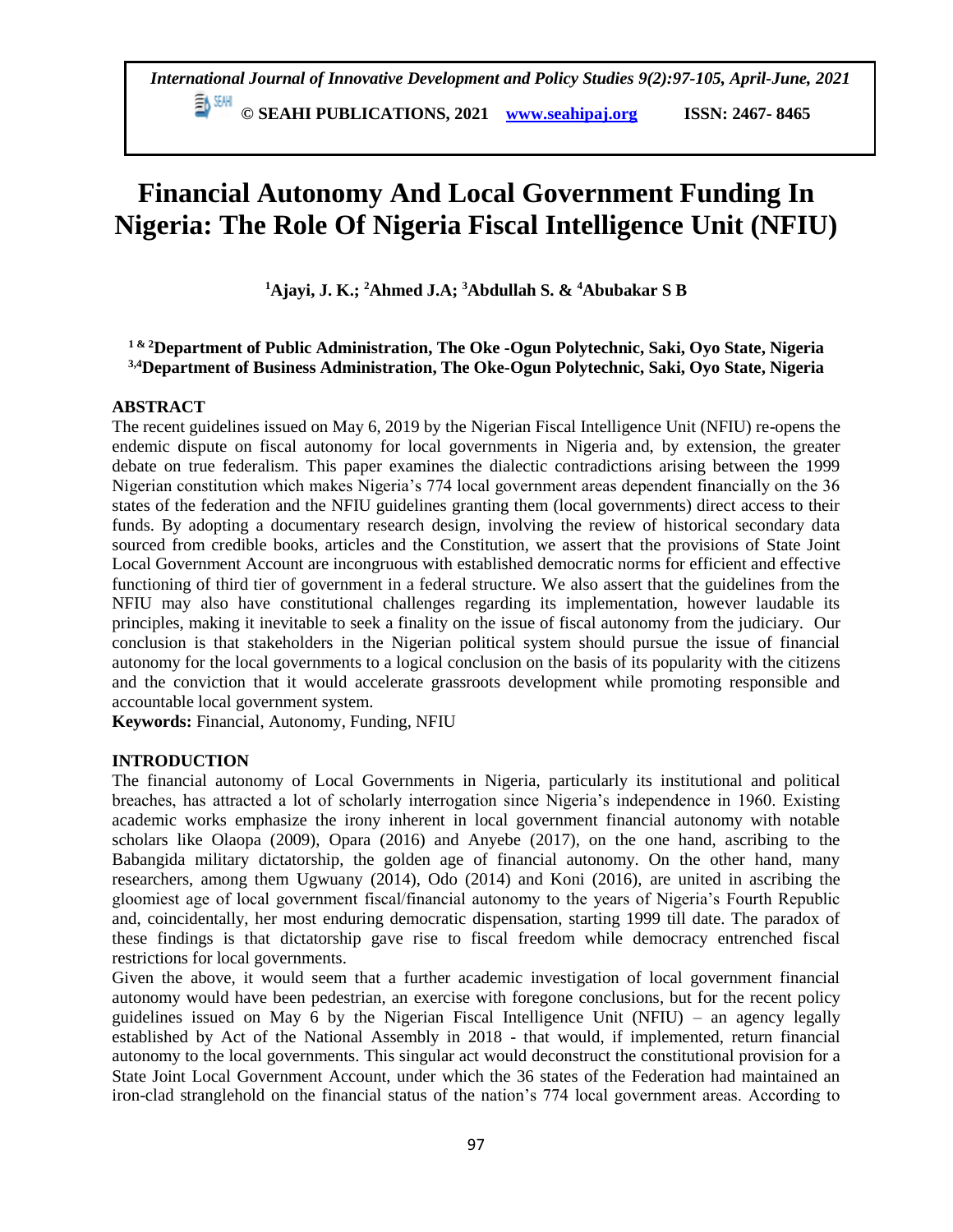# Financial Autonomy And Local Government Funding In Nigeria: The Role Of Nigeria Fiscal Intelligence Unit (NFIU)

**[1]Ajayi, J. K.; [2]Ahmed J.A; [3]Abdullah S. & [4]Abubakar S B**

**[1 & 2]Department of Public Administration, The Oke -Ogun Polytechnic, Saki, Oyo State, Nigeria**
**[3,4]Department of Business Administration, The Oke-Ogun Polytechnic, Saki, Oyo State, Nigeria**

## ABSTRACT

The recent guidelines issued on May 6, 2019 by the Nigerian Fiscal Intelligence Unit (NFIU) re-opens the endemic dispute on fiscal autonomy for local governments in Nigeria and, by extension, the greater debate on true federalism. This paper examines the dialectic contradictions arising between the 1999 Nigerian constitution which makes Nigeria's 774 local government areas dependent financially on the 36 states of the federation and the NFIU guidelines granting them (local governments) direct access to their funds. By adopting a documentary research design, involving the review of historical secondary data sourced from credible books, articles and the Constitution, we assert that the provisions of State Joint Local Government Account are incongruous with established democratic norms for efficient and effective functioning of third tier of government in a federal structure. We also assert that the guidelines from the NFIU may also have constitutional challenges regarding its implementation, however laudable its principles, making it inevitable to seek a finality on the issue of fiscal autonomy from the judiciary. Our conclusion is that stakeholders in the Nigerian political system should pursue the issue of financial autonomy for the local governments to a logical conclusion on the basis of its popularity with the citizens and the conviction that it would accelerate grassroots development while promoting responsible and accountable local government system.

**Keywords:** Financial, Autonomy, Funding, NFIU

## INTRODUCTION

The financial autonomy of Local Governments in Nigeria, particularly its institutional and political breaches, has attracted a lot of scholarly interrogation since Nigeria's independence in 1960. Existing academic works emphasize the irony inherent in local government financial autonomy with notable scholars like Olaopa (2009), Opara (2016) and Anyebe (2017), on the one hand, ascribing to the Babangida military dictatorship, the golden age of financial autonomy. On the other hand, many researchers, among them Ugwuany (2014), Odo (2014) and Koni (2016), are united in ascribing the gloomiest age of local government fiscal/financial autonomy to the years of Nigeria's Fourth Republic and, coincidentally, her most enduring democratic dispensation, starting 1999 till date. The paradox of these findings is that dictatorship gave rise to fiscal freedom while democracy entrenched fiscal restrictions for local governments.

Given the above, it would seem that a further academic investigation of local government financial autonomy would have been pedestrian, an exercise with foregone conclusions, but for the recent policy guidelines issued on May 6 by the Nigerian Fiscal Intelligence Unit (NFIU) – an agency legally established by Act of the National Assembly in 2018 - that would, if implemented, return financial autonomy to the local governments. This singular act would deconstruct the constitutional provision for a State Joint Local Government Account, under which the 36 states of the Federation had maintained an iron-clad stranglehold on the financial status of the nation's 774 local government areas. According to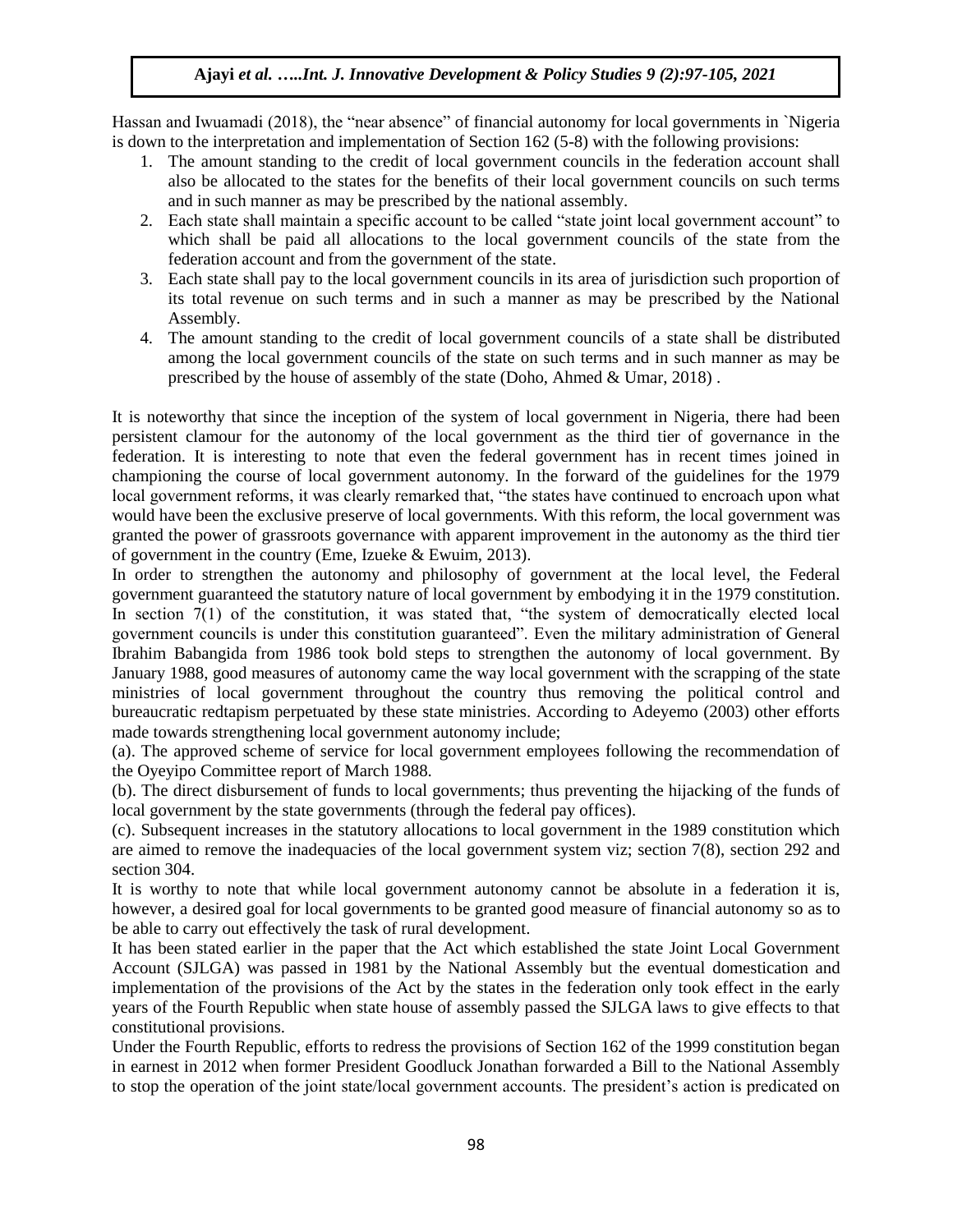Hassan and Iwuamadi (2018), the "near absence" of financial autonomy for local governments in `Nigeria is down to the interpretation and implementation of Section 162 (5-8) with the following provisions:

1. The amount standing to the credit of local government councils in the federation account shall also be allocated to the states for the benefits of their local government councils on such terms and in such manner as may be prescribed by the national assembly.
2. Each state shall maintain a specific account to be called "state joint local government account" to which shall be paid all allocations to the local government councils of the state from the federation account and from the government of the state.
3. Each state shall pay to the local government councils in its area of jurisdiction such proportion of its total revenue on such terms and in such a manner as may be prescribed by the National Assembly.
4. The amount standing to the credit of local government councils of a state shall be distributed among the local government councils of the state on such terms and in such manner as may be prescribed by the house of assembly of the state (Doho, Ahmed & Umar, 2018) .

It is noteworthy that since the inception of the system of local government in Nigeria, there had been persistent clamour for the autonomy of the local government as the third tier of governance in the federation. It is interesting to note that even the federal government has in recent times joined in championing the course of local government autonomy. In the forward of the guidelines for the 1979 local government reforms, it was clearly remarked that, "the states have continued to encroach upon what would have been the exclusive preserve of local governments. With this reform, the local government was granted the power of grassroots governance with apparent improvement in the autonomy as the third tier of government in the country (Eme, Izueke & Ewuim, 2013).

In order to strengthen the autonomy and philosophy of government at the local level, the Federal government guaranteed the statutory nature of local government by embodying it in the 1979 constitution. In section 7(1) of the constitution, it was stated that, "the system of democratically elected local government councils is under this constitution guaranteed". Even the military administration of General Ibrahim Babangida from 1986 took bold steps to strengthen the autonomy of local government. By January 1988, good measures of autonomy came the way local government with the scrapping of the state ministries of local government throughout the country thus removing the political control and bureaucratic redtapism perpetuated by these state ministries. According to Adeyemo (2003) other efforts made towards strengthening local government autonomy include;

(a). The approved scheme of service for local government employees following the recommendation of the Oyeyipo Committee report of March 1988.

(b). The direct disbursement of funds to local governments; thus preventing the hijacking of the funds of local government by the state governments (through the federal pay offices).

(c). Subsequent increases in the statutory allocations to local government in the 1989 constitution which are aimed to remove the inadequacies of the local government system viz; section 7(8), section 292 and section 304.

It is worthy to note that while local government autonomy cannot be absolute in a federation it is, however, a desired goal for local governments to be granted good measure of financial autonomy so as to be able to carry out effectively the task of rural development.

It has been stated earlier in the paper that the Act which established the state Joint Local Government Account (SJLGA) was passed in 1981 by the National Assembly but the eventual domestication and implementation of the provisions of the Act by the states in the federation only took effect in the early years of the Fourth Republic when state house of assembly passed the SJLGA laws to give effects to that constitutional provisions.

Under the Fourth Republic, efforts to redress the provisions of Section 162 of the 1999 constitution began in earnest in 2012 when former President Goodluck Jonathan forwarded a Bill to the National Assembly to stop the operation of the joint state/local government accounts. The president's action is predicated on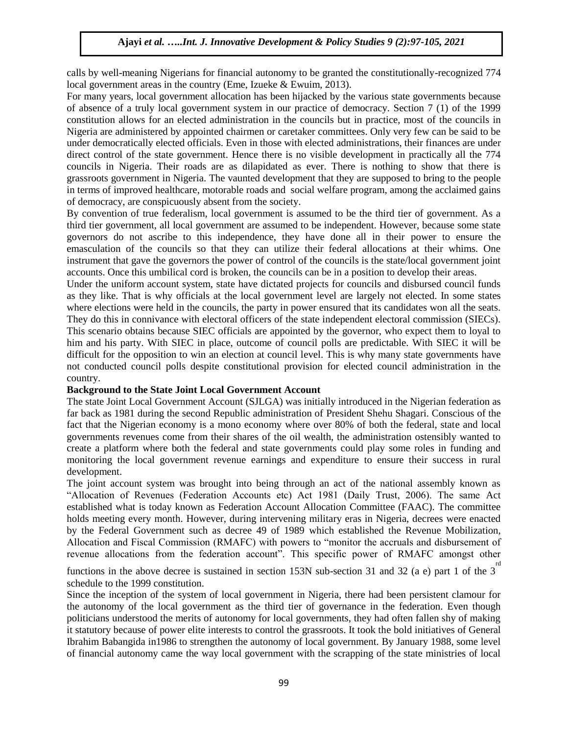calls by well-meaning Nigerians for financial autonomy to be granted the constitutionally-recognized 774 local government areas in the country (Eme, Izueke & Ewuim, 2013).

For many years, local government allocation has been hijacked by the various state governments because of absence of a truly local government system in our practice of democracy. Section 7 (1) of the 1999 constitution allows for an elected administration in the councils but in practice, most of the councils in Nigeria are administered by appointed chairmen or caretaker committees. Only very few can be said to be under democratically elected officials. Even in those with elected administrations, their finances are under direct control of the state government. Hence there is no visible development in practically all the 774 councils in Nigeria. Their roads are as dilapidated as ever. There is nothing to show that there is grassroots government in Nigeria. The vaunted development that they are supposed to bring to the people in terms of improved healthcare, motorable roads and social welfare program, among the acclaimed gains of democracy, are conspicuously absent from the society.

By convention of true federalism, local government is assumed to be the third tier of government. As a third tier government, all local government are assumed to be independent. However, because some state governors do not ascribe to this independence, they have done all in their power to ensure the emasculation of the councils so that they can utilize their federal allocations at their whims. One instrument that gave the governors the power of control of the councils is the state/local government joint accounts. Once this umbilical cord is broken, the councils can be in a position to develop their areas.

Under the uniform account system, state have dictated projects for councils and disbursed council funds as they like. That is why officials at the local government level are largely not elected. In some states where elections were held in the councils, the party in power ensured that its candidates won all the seats. They do this in connivance with electoral officers of the state independent electoral commission (SIECs). This scenario obtains because SIEC officials are appointed by the governor, who expect them to loyal to him and his party. With SIEC in place, outcome of council polls are predictable. With SIEC it will be difficult for the opposition to win an election at council level. This is why many state governments have not conducted council polls despite constitutional provision for elected council administration in the country.

**Background to the State Joint Local Government Account**

The state Joint Local Government Account (SJLGA) was initially introduced in the Nigerian federation as far back as 1981 during the second Republic administration of President Shehu Shagari. Conscious of the fact that the Nigerian economy is a mono economy where over 80% of both the federal, state and local governments revenues come from their shares of the oil wealth, the administration ostensibly wanted to create a platform where both the federal and state governments could play some roles in funding and monitoring the local government revenue earnings and expenditure to ensure their success in rural development.

The joint account system was brought into being through an act of the national assembly known as "Allocation of Revenues (Federation Accounts etc) Act 1981 (Daily Trust, 2006). The same Act established what is today known as Federation Account Allocation Committee (FAAC). The committee holds meeting every month. However, during intervening military eras in Nigeria, decrees were enacted by the Federal Government such as decree 49 of 1989 which established the Revenue Mobilization, Allocation and Fiscal Commission (RMAFC) with powers to "monitor the accruals and disbursement of revenue allocations from the federation account". This specific power of RMAFC amongst other functions in the above decree is sustained in section 153N sub-section 31 and 32 (a e) part 1 of the 3rd schedule to the 1999 constitution.

Since the inception of the system of local government in Nigeria, there had been persistent clamour for the autonomy of the local government as the third tier of governance in the federation. Even though politicians understood the merits of autonomy for local governments, they had often fallen shy of making it statutory because of power elite interests to control the grassroots. It took the bold initiatives of General Ibrahim Babangida in1986 to strengthen the autonomy of local government. By January 1988, some level of financial autonomy came the way local government with the scrapping of the state ministries of local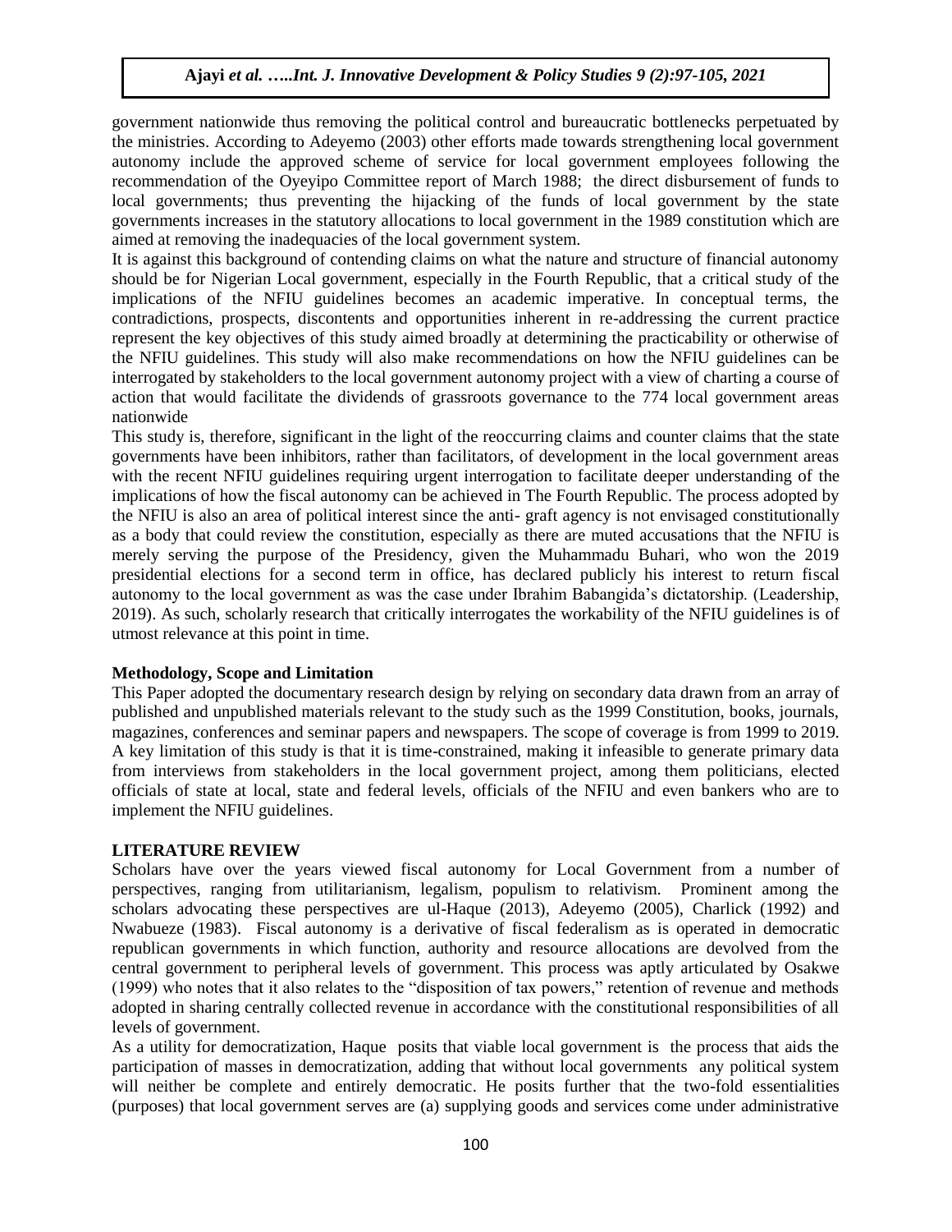government nationwide thus removing the political control and bureaucratic bottlenecks perpetuated by the ministries. According to Adeyemo (2003) other efforts made towards strengthening local government autonomy include the approved scheme of service for local government employees following the recommendation of the Oyeyipo Committee report of March 1988; the direct disbursement of funds to local governments; thus preventing the hijacking of the funds of local government by the state governments increases in the statutory allocations to local government in the 1989 constitution which are aimed at removing the inadequacies of the local government system.

It is against this background of contending claims on what the nature and structure of financial autonomy should be for Nigerian Local government, especially in the Fourth Republic, that a critical study of the implications of the NFIU guidelines becomes an academic imperative. In conceptual terms, the contradictions, prospects, discontents and opportunities inherent in re-addressing the current practice represent the key objectives of this study aimed broadly at determining the practicability or otherwise of the NFIU guidelines. This study will also make recommendations on how the NFIU guidelines can be interrogated by stakeholders to the local government autonomy project with a view of charting a course of action that would facilitate the dividends of grassroots governance to the 774 local government areas nationwide

This study is, therefore, significant in the light of the reoccurring claims and counter claims that the state governments have been inhibitors, rather than facilitators, of development in the local government areas with the recent NFIU guidelines requiring urgent interrogation to facilitate deeper understanding of the implications of how the fiscal autonomy can be achieved in The Fourth Republic. The process adopted by the NFIU is also an area of political interest since the anti- graft agency is not envisaged constitutionally as a body that could review the constitution, especially as there are muted accusations that the NFIU is merely serving the purpose of the Presidency, given the Muhammadu Buhari, who won the 2019 presidential elections for a second term in office, has declared publicly his interest to return fiscal autonomy to the local government as was the case under Ibrahim Babangida's dictatorship. (Leadership, 2019). As such, scholarly research that critically interrogates the workability of the NFIU guidelines is of utmost relevance at this point in time.

**Methodology, Scope and Limitation**

This Paper adopted the documentary research design by relying on secondary data drawn from an array of published and unpublished materials relevant to the study such as the 1999 Constitution, books, journals, magazines, conferences and seminar papers and newspapers. The scope of coverage is from 1999 to 2019. A key limitation of this study is that it is time-constrained, making it infeasible to generate primary data from interviews from stakeholders in the local government project, among them politicians, elected officials of state at local, state and federal levels, officials of the NFIU and even bankers who are to implement the NFIU guidelines.

## LITERATURE REVIEW

Scholars have over the years viewed fiscal autonomy for Local Government from a number of perspectives, ranging from utilitarianism, legalism, populism to relativism. Prominent among the scholars advocating these perspectives are ul-Haque (2013), Adeyemo (2005), Charlick (1992) and Nwabueze (1983). Fiscal autonomy is a derivative of fiscal federalism as is operated in democratic republican governments in which function, authority and resource allocations are devolved from the central government to peripheral levels of government. This process was aptly articulated by Osakwe (1999) who notes that it also relates to the "disposition of tax powers," retention of revenue and methods adopted in sharing centrally collected revenue in accordance with the constitutional responsibilities of all levels of government.

As a utility for democratization, Haque posits that viable local government is the process that aids the participation of masses in democratization, adding that without local governments any political system will neither be complete and entirely democratic. He posits further that the two-fold essentialities (purposes) that local government serves are (a) supplying goods and services come under administrative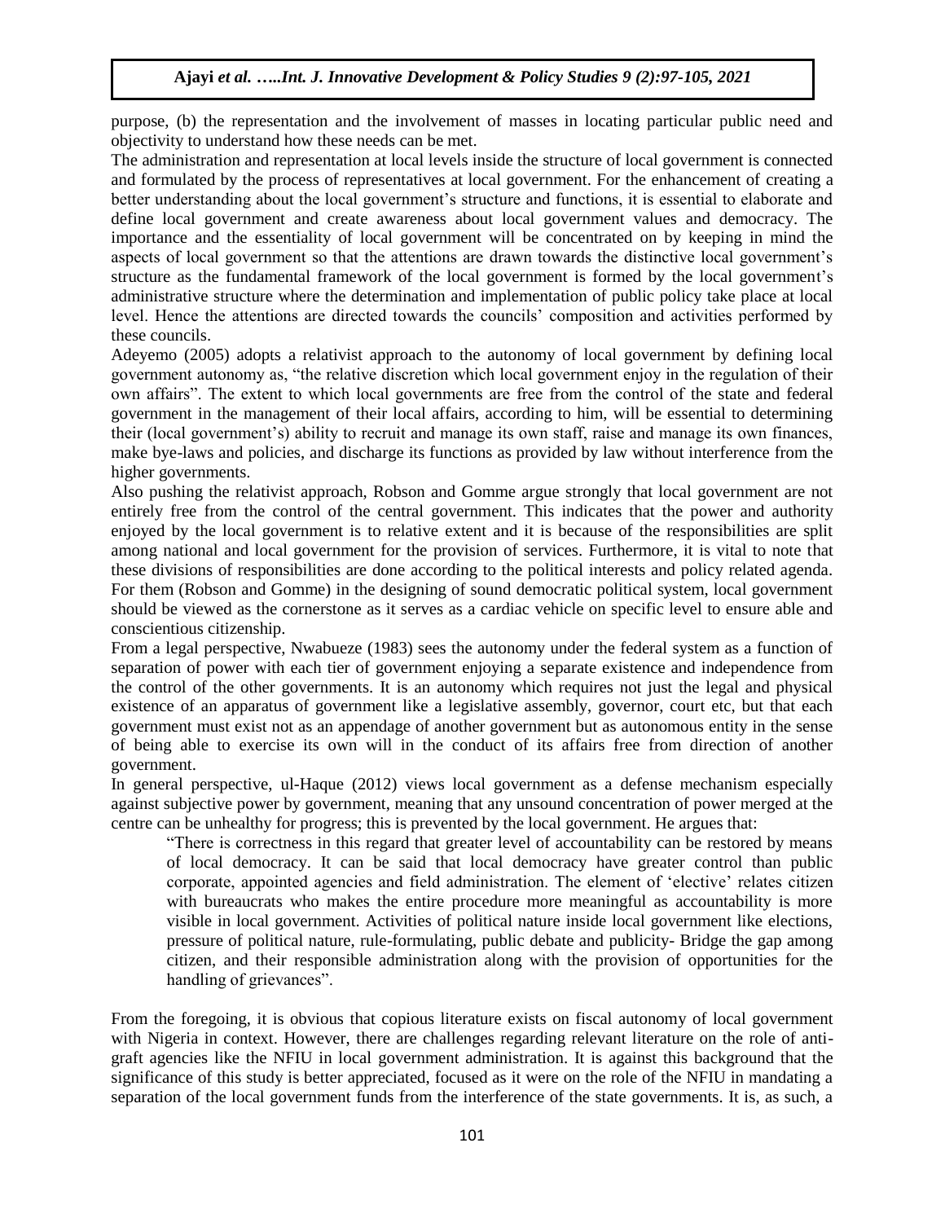purpose, (b) the representation and the involvement of masses in locating particular public need and objectivity to understand how these needs can be met.

The administration and representation at local levels inside the structure of local government is connected and formulated by the process of representatives at local government. For the enhancement of creating a better understanding about the local government's structure and functions, it is essential to elaborate and define local government and create awareness about local government values and democracy. The importance and the essentiality of local government will be concentrated on by keeping in mind the aspects of local government so that the attentions are drawn towards the distinctive local government's structure as the fundamental framework of the local government is formed by the local government's administrative structure where the determination and implementation of public policy take place at local level. Hence the attentions are directed towards the councils' composition and activities performed by these councils.

Adeyemo (2005) adopts a relativist approach to the autonomy of local government by defining local government autonomy as, "the relative discretion which local government enjoy in the regulation of their own affairs". The extent to which local governments are free from the control of the state and federal government in the management of their local affairs, according to him, will be essential to determining their (local government's) ability to recruit and manage its own staff, raise and manage its own finances, make bye-laws and policies, and discharge its functions as provided by law without interference from the higher governments.

Also pushing the relativist approach, Robson and Gomme argue strongly that local government are not entirely free from the control of the central government. This indicates that the power and authority enjoyed by the local government is to relative extent and it is because of the responsibilities are split among national and local government for the provision of services. Furthermore, it is vital to note that these divisions of responsibilities are done according to the political interests and policy related agenda. For them (Robson and Gomme) in the designing of sound democratic political system, local government should be viewed as the cornerstone as it serves as a cardiac vehicle on specific level to ensure able and conscientious citizenship.

From a legal perspective, Nwabueze (1983) sees the autonomy under the federal system as a function of separation of power with each tier of government enjoying a separate existence and independence from the control of the other governments. It is an autonomy which requires not just the legal and physical existence of an apparatus of government like a legislative assembly, governor, court etc, but that each government must exist not as an appendage of another government but as autonomous entity in the sense of being able to exercise its own will in the conduct of its affairs free from direction of another government.

In general perspective, ul-Haque (2012) views local government as a defense mechanism especially against subjective power by government, meaning that any unsound concentration of power merged at the centre can be unhealthy for progress; this is prevented by the local government. He argues that:

> "There is correctness in this regard that greater level of accountability can be restored by means of local democracy. It can be said that local democracy have greater control than public corporate, appointed agencies and field administration. The element of 'elective' relates citizen with bureaucrats who makes the entire procedure more meaningful as accountability is more visible in local government. Activities of political nature inside local government like elections, pressure of political nature, rule-formulating, public debate and publicity- Bridge the gap among citizen, and their responsible administration along with the provision of opportunities for the handling of grievances".

From the foregoing, it is obvious that copious literature exists on fiscal autonomy of local government with Nigeria in context. However, there are challenges regarding relevant literature on the role of anti-graft agencies like the NFIU in local government administration. It is against this background that the significance of this study is better appreciated, focused as it were on the role of the NFIU in mandating a separation of the local government funds from the interference of the state governments. It is, as such, a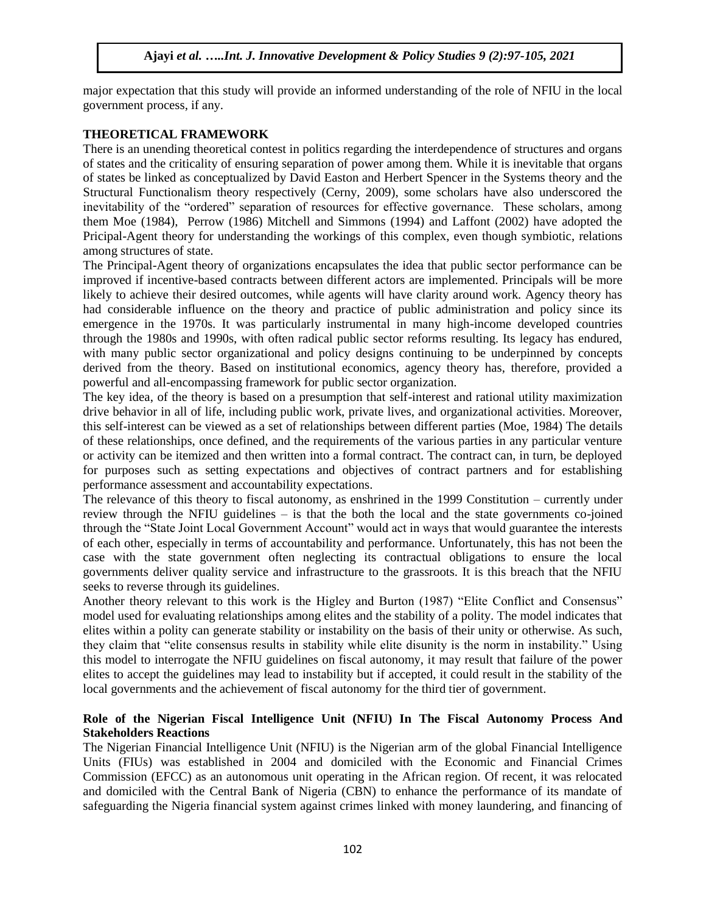major expectation that this study will provide an informed understanding of the role of NFIU in the local government process, if any.

## THEORETICAL FRAMEWORK

There is an unending theoretical contest in politics regarding the interdependence of structures and organs of states and the criticality of ensuring separation of power among them. While it is inevitable that organs of states be linked as conceptualized by David Easton and Herbert Spencer in the Systems theory and the Structural Functionalism theory respectively (Cerny, 2009), some scholars have also underscored the inevitability of the "ordered" separation of resources for effective governance. These scholars, among them Moe (1984), Perrow (1986) Mitchell and Simmons (1994) and Laffont (2002) have adopted the Pricipal-Agent theory for understanding the workings of this complex, even though symbiotic, relations among structures of state.

The Principal-Agent theory of organizations encapsulates the idea that public sector performance can be improved if incentive-based contracts between different actors are implemented. Principals will be more likely to achieve their desired outcomes, while agents will have clarity around work. Agency theory has had considerable influence on the theory and practice of public administration and policy since its emergence in the 1970s. It was particularly instrumental in many high-income developed countries through the 1980s and 1990s, with often radical public sector reforms resulting. Its legacy has endured, with many public sector organizational and policy designs continuing to be underpinned by concepts derived from the theory. Based on institutional economics, agency theory has, therefore, provided a powerful and all-encompassing framework for public sector organization.

The key idea, of the theory is based on a presumption that self-interest and rational utility maximization drive behavior in all of life, including public work, private lives, and organizational activities. Moreover, this self-interest can be viewed as a set of relationships between different parties (Moe, 1984) The details of these relationships, once defined, and the requirements of the various parties in any particular venture or activity can be itemized and then written into a formal contract. The contract can, in turn, be deployed for purposes such as setting expectations and objectives of contract partners and for establishing performance assessment and accountability expectations.

The relevance of this theory to fiscal autonomy, as enshrined in the 1999 Constitution – currently under review through the NFIU guidelines – is that the both the local and the state governments co-joined through the "State Joint Local Government Account" would act in ways that would guarantee the interests of each other, especially in terms of accountability and performance. Unfortunately, this has not been the case with the state government often neglecting its contractual obligations to ensure the local governments deliver quality service and infrastructure to the grassroots. It is this breach that the NFIU seeks to reverse through its guidelines.

Another theory relevant to this work is the Higley and Burton (1987) "Elite Conflict and Consensus" model used for evaluating relationships among elites and the stability of a polity. The model indicates that elites within a polity can generate stability or instability on the basis of their unity or otherwise. As such, they claim that "elite consensus results in stability while elite disunity is the norm in instability." Using this model to interrogate the NFIU guidelines on fiscal autonomy, it may result that failure of the power elites to accept the guidelines may lead to instability but if accepted, it could result in the stability of the local governments and the achievement of fiscal autonomy for the third tier of government.

### Role of the Nigerian Fiscal Intelligence Unit (NFIU) In The Fiscal Autonomy Process And Stakeholders Reactions

The Nigerian Financial Intelligence Unit (NFIU) is the Nigerian arm of the global Financial Intelligence Units (FIUs) was established in 2004 and domiciled with the Economic and Financial Crimes Commission (EFCC) as an autonomous unit operating in the African region. Of recent, it was relocated and domiciled with the Central Bank of Nigeria (CBN) to enhance the performance of its mandate of safeguarding the Nigeria financial system against crimes linked with money laundering, and financing of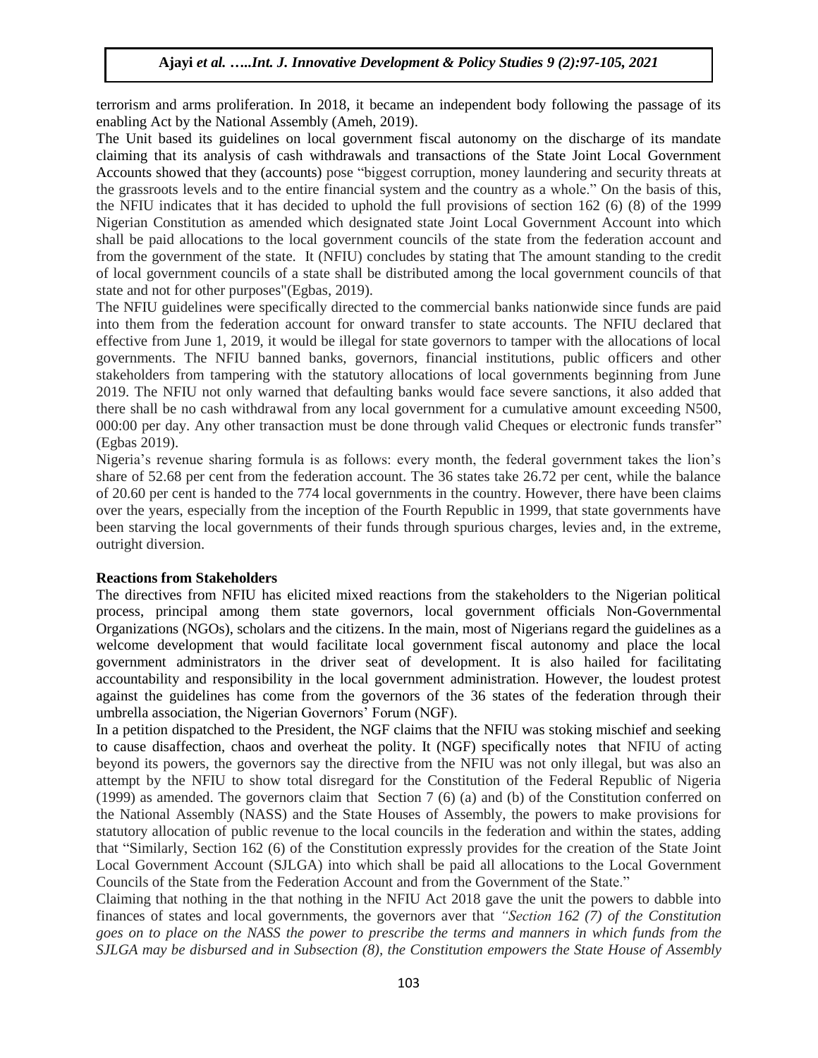terrorism and arms proliferation. In 2018, it became an independent body following the passage of its enabling Act by the National Assembly (Ameh, 2019).

The Unit based its guidelines on local government fiscal autonomy on the discharge of its mandate claiming that its analysis of cash withdrawals and transactions of the State Joint Local Government Accounts showed that they (accounts) pose "biggest corruption, money laundering and security threats at the grassroots levels and to the entire financial system and the country as a whole." On the basis of this, the NFIU indicates that it has decided to uphold the full provisions of section 162 (6) (8) of the 1999 Nigerian Constitution as amended which designated state Joint Local Government Account into which shall be paid allocations to the local government councils of the state from the federation account and from the government of the state. It (NFIU) concludes by stating that The amount standing to the credit of local government councils of a state shall be distributed among the local government councils of that state and not for other purposes"(Egbas, 2019).

The NFIU guidelines were specifically directed to the commercial banks nationwide since funds are paid into them from the federation account for onward transfer to state accounts. The NFIU declared that effective from June 1, 2019, it would be illegal for state governors to tamper with the allocations of local governments. The NFIU banned banks, governors, financial institutions, public officers and other stakeholders from tampering with the statutory allocations of local governments beginning from June 2019. The NFIU not only warned that defaulting banks would face severe sanctions, it also added that there shall be no cash withdrawal from any local government for a cumulative amount exceeding N500, 000:00 per day. Any other transaction must be done through valid Cheques or electronic funds transfer" (Egbas 2019).

Nigeria's revenue sharing formula is as follows: every month, the federal government takes the lion's share of 52.68 per cent from the federation account. The 36 states take 26.72 per cent, while the balance of 20.60 per cent is handed to the 774 local governments in the country. However, there have been claims over the years, especially from the inception of the Fourth Republic in 1999, that state governments have been starving the local governments of their funds through spurious charges, levies and, in the extreme, outright diversion.

**Reactions from Stakeholders**

The directives from NFIU has elicited mixed reactions from the stakeholders to the Nigerian political process, principal among them state governors, local government officials Non-Governmental Organizations (NGOs), scholars and the citizens. In the main, most of Nigerians regard the guidelines as a welcome development that would facilitate local government fiscal autonomy and place the local government administrators in the driver seat of development. It is also hailed for facilitating accountability and responsibility in the local government administration. However, the loudest protest against the guidelines has come from the governors of the 36 states of the federation through their umbrella association, the Nigerian Governors' Forum (NGF).

In a petition dispatched to the President, the NGF claims that the NFIU was stoking mischief and seeking to cause disaffection, chaos and overheat the polity. It (NGF) specifically notes that NFIU of acting beyond its powers, the governors say the directive from the NFIU was not only illegal, but was also an attempt by the NFIU to show total disregard for the Constitution of the Federal Republic of Nigeria (1999) as amended. The governors claim that Section 7 (6) (a) and (b) of the Constitution conferred on the National Assembly (NASS) and the State Houses of Assembly, the powers to make provisions for statutory allocation of public revenue to the local councils in the federation and within the states, adding that "Similarly, Section 162 (6) of the Constitution expressly provides for the creation of the State Joint Local Government Account (SJLGA) into which shall be paid all allocations to the Local Government Councils of the State from the Federation Account and from the Government of the State."

Claiming that nothing in the that nothing in the NFIU Act 2018 gave the unit the powers to dabble into finances of states and local governments, the governors aver that *"Section 162 (7) of the Constitution goes on to place on the NASS the power to prescribe the terms and manners in which funds from the SJLGA may be disbursed and in Subsection (8), the Constitution empowers the State House of Assembly*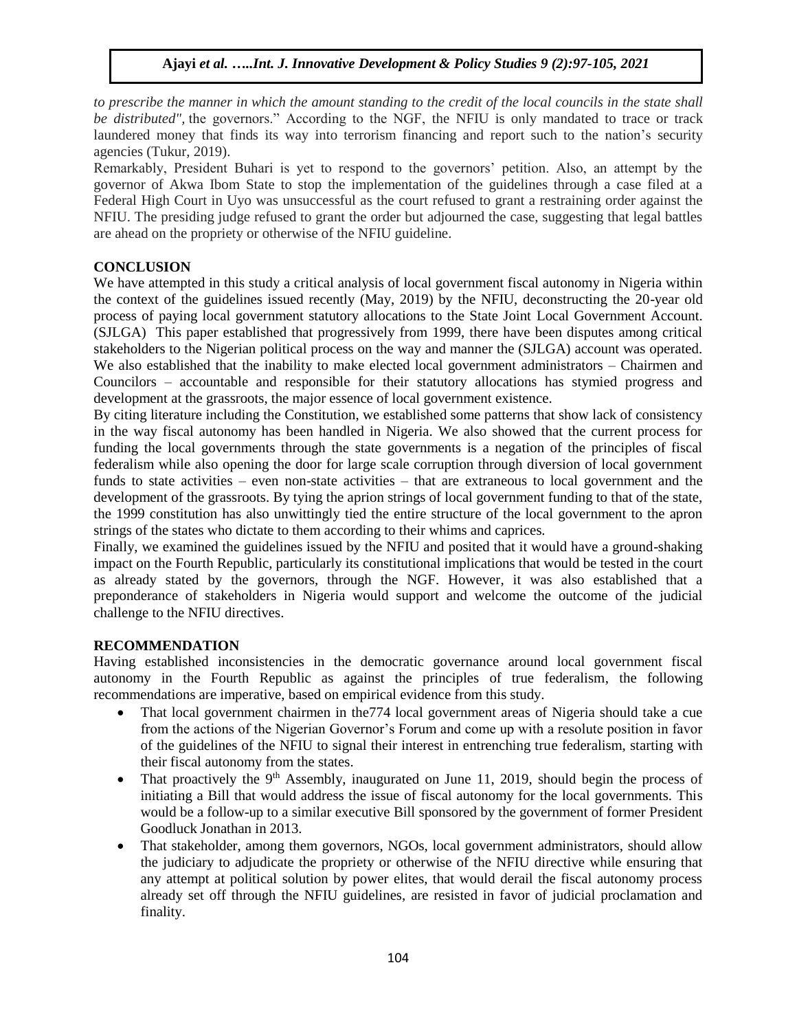*to prescribe the manner in which the amount standing to the credit of the local councils in the state shall be distributed",* the governors." According to the NGF, the NFIU is only mandated to trace or track laundered money that finds its way into terrorism financing and report such to the nation's security agencies (Tukur, 2019).

Remarkably, President Buhari is yet to respond to the governors' petition. Also, an attempt by the governor of Akwa Ibom State to stop the implementation of the guidelines through a case filed at a Federal High Court in Uyo was unsuccessful as the court refused to grant a restraining order against the NFIU. The presiding judge refused to grant the order but adjourned the case, suggesting that legal battles are ahead on the propriety or otherwise of the NFIU guideline.

## CONCLUSION

We have attempted in this study a critical analysis of local government fiscal autonomy in Nigeria within the context of the guidelines issued recently (May, 2019) by the NFIU, deconstructing the 20-year old process of paying local government statutory allocations to the State Joint Local Government Account. (SJLGA) This paper established that progressively from 1999, there have been disputes among critical stakeholders to the Nigerian political process on the way and manner the (SJLGA) account was operated. We also established that the inability to make elected local government administrators – Chairmen and Councilors – accountable and responsible for their statutory allocations has stymied progress and development at the grassroots, the major essence of local government existence.

By citing literature including the Constitution, we established some patterns that show lack of consistency in the way fiscal autonomy has been handled in Nigeria. We also showed that the current process for funding the local governments through the state governments is a negation of the principles of fiscal federalism while also opening the door for large scale corruption through diversion of local government funds to state activities – even non-state activities – that are extraneous to local government and the development of the grassroots. By tying the aprion strings of local government funding to that of the state, the 1999 constitution has also unwittingly tied the entire structure of the local government to the apron strings of the states who dictate to them according to their whims and caprices.

Finally, we examined the guidelines issued by the NFIU and posited that it would have a ground-shaking impact on the Fourth Republic, particularly its constitutional implications that would be tested in the court as already stated by the governors, through the NGF. However, it was also established that a preponderance of stakeholders in Nigeria would support and welcome the outcome of the judicial challenge to the NFIU directives.

## RECOMMENDATION

Having established inconsistencies in the democratic governance around local government fiscal autonomy in the Fourth Republic as against the principles of true federalism, the following recommendations are imperative, based on empirical evidence from this study.

- That local government chairmen in the774 local government areas of Nigeria should take a cue from the actions of the Nigerian Governor's Forum and come up with a resolute position in favor of the guidelines of the NFIU to signal their interest in entrenching true federalism, starting with their fiscal autonomy from the states.
- That proactively the 9th Assembly, inaugurated on June 11, 2019, should begin the process of initiating a Bill that would address the issue of fiscal autonomy for the local governments. This would be a follow-up to a similar executive Bill sponsored by the government of former President Goodluck Jonathan in 2013.
- That stakeholder, among them governors, NGOs, local government administrators, should allow the judiciary to adjudicate the propriety or otherwise of the NFIU directive while ensuring that any attempt at political solution by power elites, that would derail the fiscal autonomy process already set off through the NFIU guidelines, are resisted in favor of judicial proclamation and finality.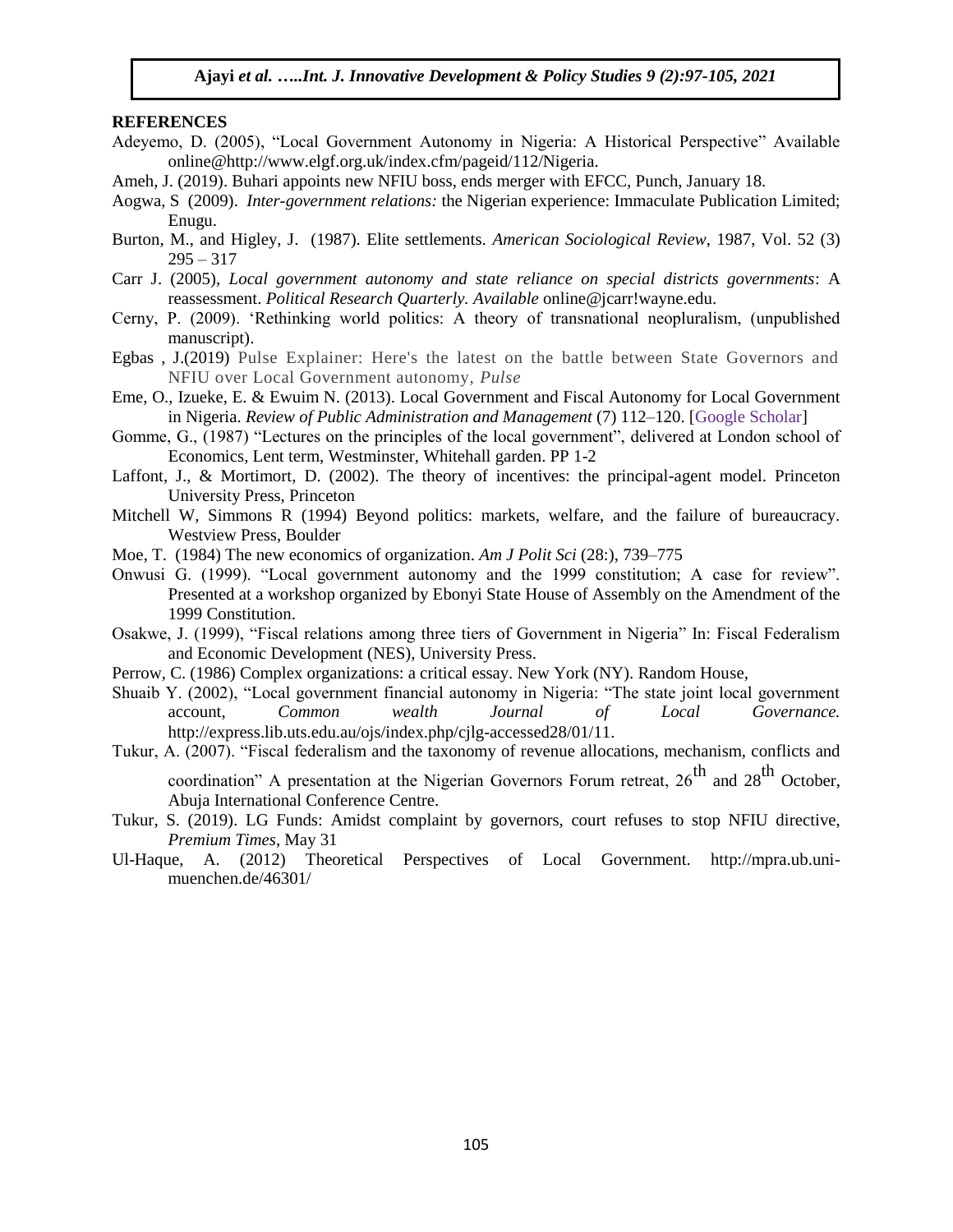**REFERENCES**

Adeyemo, D. (2005), "Local Government Autonomy in Nigeria: A Historical Perspective" Available online@http://www.elgf.org.uk/index.cfm/pageid/112/Nigeria.

Ameh, J. (2019). Buhari appoints new NFIU boss, ends merger with EFCC, Punch, January 18.

Aogwa, S (2009). *Inter-government relations:* the Nigerian experience: Immaculate Publication Limited; Enugu.

Burton, M., and Higley, J. (1987). Elite settlements. *American Sociological Review*, 1987, Vol. 52 (3) 295 – 317

Carr J. (2005), *Local government autonomy and state reliance on special districts governments*: A reassessment. *Political Research Quarterly. Available* online@jcarr!wayne.edu.

Cerny, P. (2009). 'Rethinking world politics: A theory of transnational neopluralism, (unpublished manuscript).

Egbas , J.(2019) Pulse Explainer: Here's the latest on the battle between State Governors and NFIU over Local Government autonomy, *Pulse*

Eme, O., Izueke, E. & Ewuim N. (2013). Local Government and Fiscal Autonomy for Local Government in Nigeria. *Review of Public Administration and Management* (7) 112–120. [Google Scholar]

Gomme, G., (1987) "Lectures on the principles of the local government", delivered at London school of Economics, Lent term, Westminster, Whitehall garden. PP 1-2

Laffont, J., & Mortimort, D. (2002). The theory of incentives: the principal-agent model. Princeton University Press, Princeton

Mitchell W, Simmons R (1994) Beyond politics: markets, welfare, and the failure of bureaucracy. Westview Press, Boulder

Moe, T. (1984) The new economics of organization. *Am J Polit Sci* (28:), 739–775

Onwusi G. (1999). "Local government autonomy and the 1999 constitution; A case for review". Presented at a workshop organized by Ebonyi State House of Assembly on the Amendment of the 1999 Constitution.

Osakwe, J. (1999), "Fiscal relations among three tiers of Government in Nigeria" In: Fiscal Federalism and Economic Development (NES), University Press.

Perrow, C. (1986) Complex organizations: a critical essay. New York (NY). Random House,

Shuaib Y. (2002), "Local government financial autonomy in Nigeria: "The state joint local government account, *Common wealth Journal of Local Governance.* http://express.lib.uts.edu.au/ojs/index.php/cjlg-accessed28/01/11.

Tukur, A. (2007). "Fiscal federalism and the taxonomy of revenue allocations, mechanism, conflicts and coordination" A presentation at the Nigerian Governors Forum retreat, 26th and 28th October, Abuja International Conference Centre.

Tukur, S. (2019). LG Funds: Amidst complaint by governors, court refuses to stop NFIU directive, *Premium Times*, May 31

Ul-Haque, A. (2012) Theoretical Perspectives of Local Government. http://mpra.ub.uni-muenchen.de/46301/